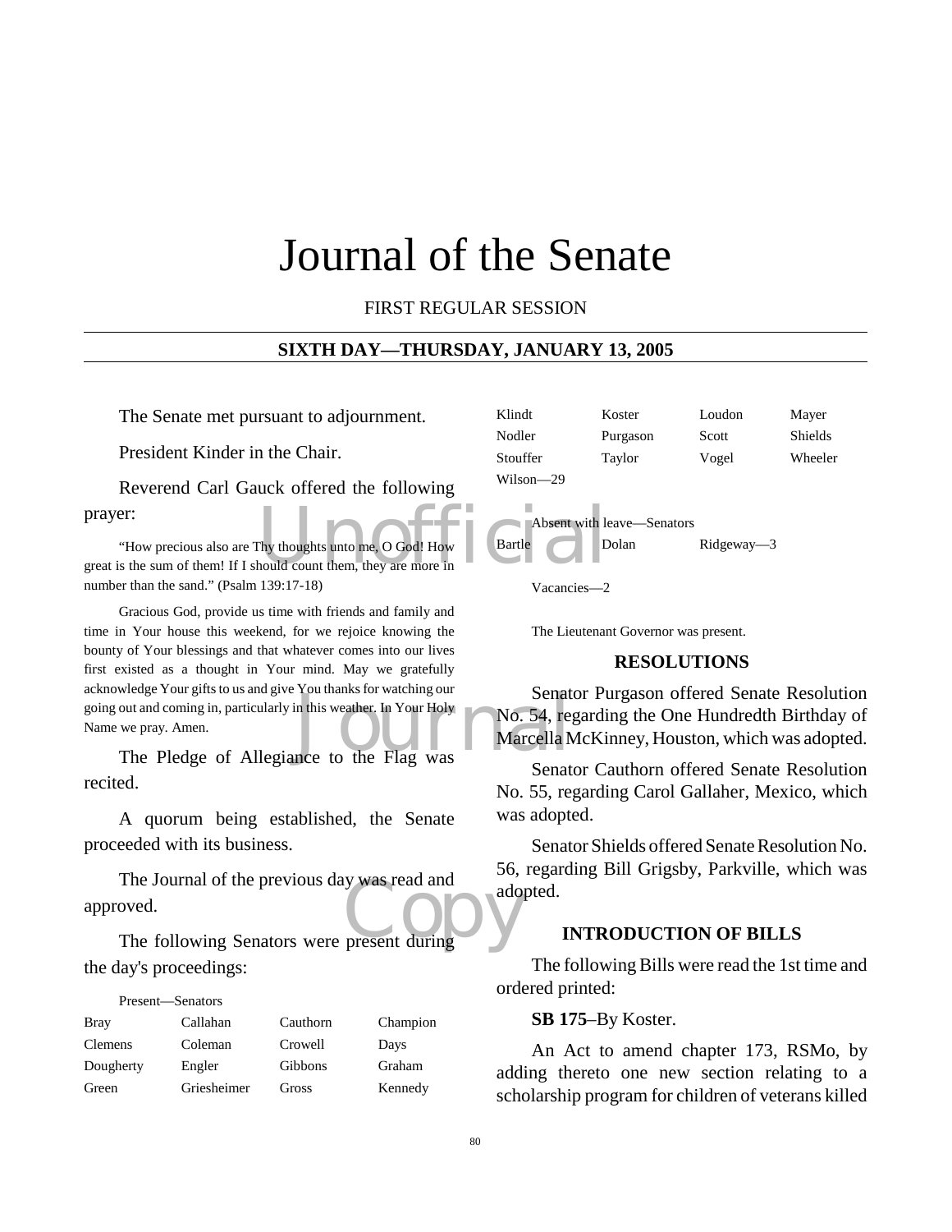# Journal of the Senate

FIRST REGULAR SESSION

**SIXTH DAY—THURSDAY, JANUARY 13, 2005**

The Senate met pursuant to adjournment.

President Kinder in the Chair.

Reverend Carl Gauck offered the following prayer:

"How precious also are Thy thoughts unto me, O God! How great is the sum of them! If I should count them, they are more in number than the sand." (Psalm 139:17-18)

Gracious God, provide us time with friends and family and time in Your house this weekend, for we rejoice knowing the bounty of Your blessings and that whatever comes into our lives first existed as a thought in Your mind. May we gratefully acknowledge Your gifts to us and give You thanks for watching our going out and coming in, particularly in this weather. In Your Holy Name we pray. Amen.

The Pledge of Allegiance to the Flag was recited.

A quorum being established, the Senate proceeded with its business.

The Journal of the previous day was read and approved.

The following Senators were present during the day's proceedings:

Present—Senators

| | | | |
|---|---|---|---|
| Bray | Callahan | Cauthorn | Champion |
| Clemens | Coleman | Crowell | Days |
| Dougherty | Engler | Gibbons | Graham |
| Green | Griesheimer | Gross | Kennedy |
| Klindt | Koster | Loudon | Mayer |
| Nodler | Purgason | Scott | Shields |
| Stouffer | Taylor | Vogel | Wheeler |
| Wilson—29 | | | |

Absent with leave—Senators

| | | |
|---|---|---|
| Bartle | Dolan | Ridgeway—3 |

Vacancies—2

The Lieutenant Governor was present.

## RESOLUTIONS

Senator Purgason offered Senate Resolution No. 54, regarding the One Hundredth Birthday of Marcella McKinney, Houston, which was adopted.

Senator Cauthorn offered Senate Resolution No. 55, regarding Carol Gallaher, Mexico, which was adopted.

Senator Shields offered Senate Resolution No. 56, regarding Bill Grigsby, Parkville, which was adopted.

## INTRODUCTION OF BILLS

The following Bills were read the 1st time and ordered printed:

**SB 175**–By Koster.

An Act to amend chapter 173, RSMo, by adding thereto one new section relating to a scholarship program for children of veterans killed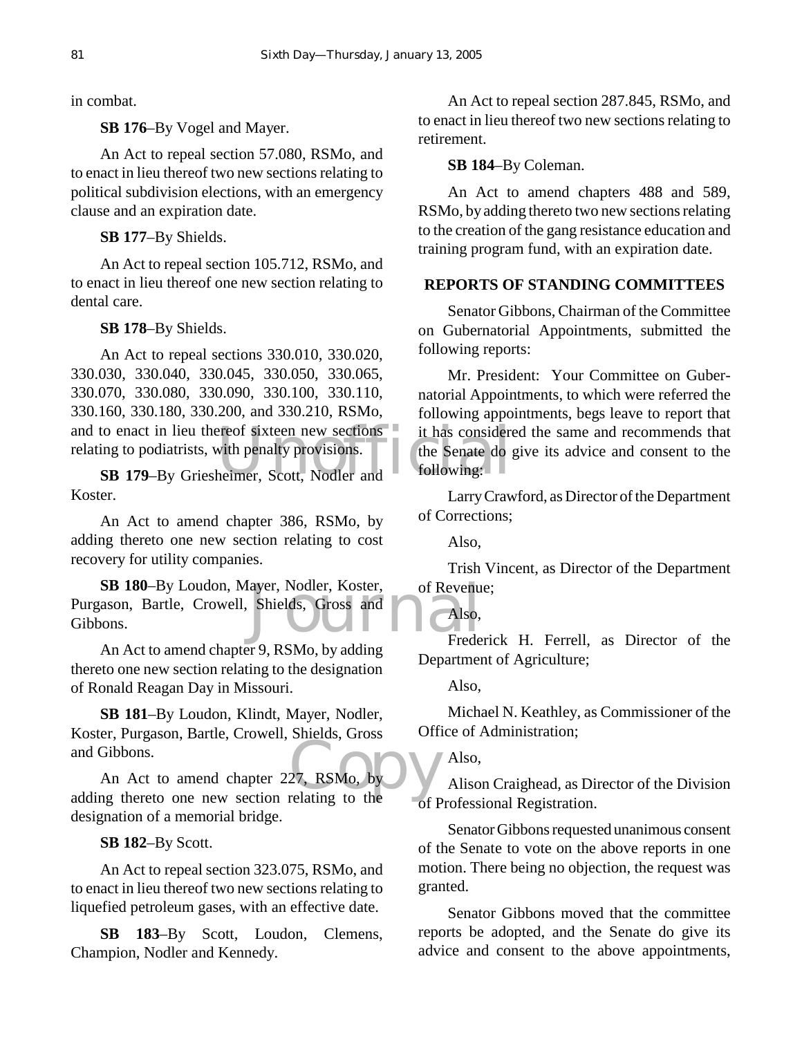in combat.

**SB 176**–By Vogel and Mayer.

An Act to repeal section 57.080, RSMo, and to enact in lieu thereof two new sections relating to political subdivision elections, with an emergency clause and an expiration date.

**SB 177**–By Shields.

An Act to repeal section 105.712, RSMo, and to enact in lieu thereof one new section relating to dental care.

**SB 178**–By Shields.

An Act to repeal sections 330.010, 330.020, 330.030, 330.040, 330.045, 330.050, 330.065, 330.070, 330.080, 330.090, 330.100, 330.110, 330.160, 330.180, 330.200, and 330.210, RSMo, and to enact in lieu thereof sixteen new sections relating to podiatrists, with penalty provisions.

**SB 179**–By Griesheimer, Scott, Nodler and Koster.

An Act to amend chapter 386, RSMo, by adding thereto one new section relating to cost recovery for utility companies.

**SB 180**–By Loudon, Mayer, Nodler, Koster, Purgason, Bartle, Crowell, Shields, Gross and Gibbons.

An Act to amend chapter 9, RSMo, by adding thereto one new section relating to the designation of Ronald Reagan Day in Missouri.

**SB 181**–By Loudon, Klindt, Mayer, Nodler, Koster, Purgason, Bartle, Crowell, Shields, Gross and Gibbons.

An Act to amend chapter 227, RSMo, by adding thereto one new section relating to the designation of a memorial bridge.

**SB 182**–By Scott.

An Act to repeal section 323.075, RSMo, and to enact in lieu thereof two new sections relating to liquefied petroleum gases, with an effective date.

**SB 183**–By Scott, Loudon, Clemens, Champion, Nodler and Kennedy.

An Act to repeal section 287.845, RSMo, and to enact in lieu thereof two new sections relating to retirement.

**SB 184**–By Coleman.

An Act to amend chapters 488 and 589, RSMo, by adding thereto two new sections relating to the creation of the gang resistance education and training program fund, with an expiration date.

## REPORTS OF STANDING COMMITTEES

Senator Gibbons, Chairman of the Committee on Gubernatorial Appointments, submitted the following reports:

Mr. President: Your Committee on Gubernatorial Appointments, to which were referred the following appointments, begs leave to report that it has considered the same and recommends that the Senate do give its advice and consent to the following:

Larry Crawford, as Director of the Department of Corrections;

Also,

Trish Vincent, as Director of the Department of Revenue;

Also,

Frederick H. Ferrell, as Director of the Department of Agriculture;

Also,

Michael N. Keathley, as Commissioner of the Office of Administration;

Also,

Alison Craighead, as Director of the Division of Professional Registration.

Senator Gibbons requested unanimous consent of the Senate to vote on the above reports in one motion. There being no objection, the request was granted.

Senator Gibbons moved that the committee reports be adopted, and the Senate do give its advice and consent to the above appointments,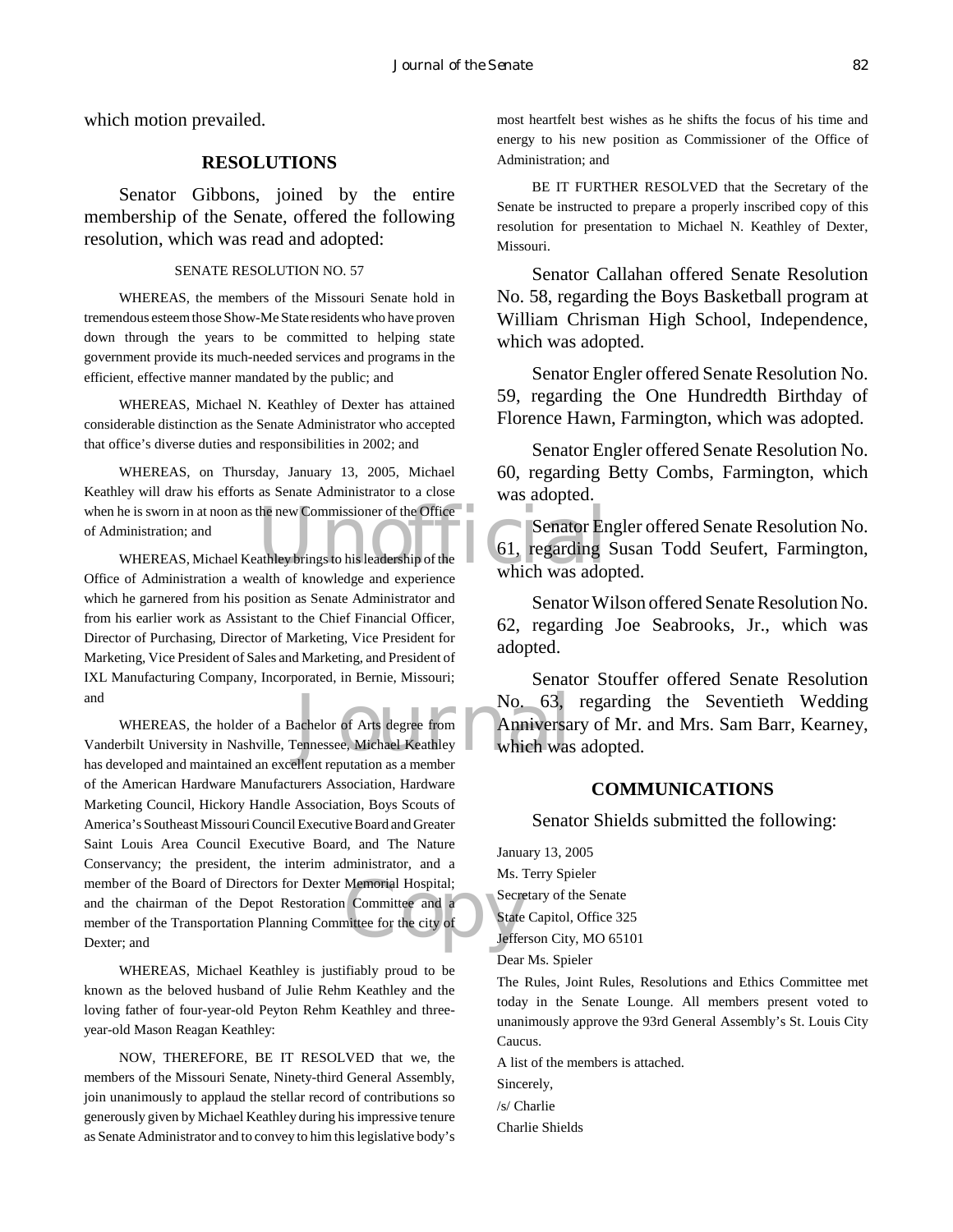which motion prevailed.

## RESOLUTIONS

Senator Gibbons, joined by the entire membership of the Senate, offered the following resolution, which was read and adopted:

SENATE RESOLUTION NO. 57

WHEREAS, the members of the Missouri Senate hold in tremendous esteem those Show-Me State residents who have proven down through the years to be committed to helping state government provide its much-needed services and programs in the efficient, effective manner mandated by the public; and

WHEREAS, Michael N. Keathley of Dexter has attained considerable distinction as the Senate Administrator who accepted that office's diverse duties and responsibilities in 2002; and

WHEREAS, on Thursday, January 13, 2005, Michael Keathley will draw his efforts as Senate Administrator to a close when he is sworn in at noon as the new Commissioner of the Office of Administration; and

WHEREAS, Michael Keathley brings to his leadership of the Office of Administration a wealth of knowledge and experience which he garnered from his position as Senate Administrator and from his earlier work as Assistant to the Chief Financial Officer, Director of Purchasing, Director of Marketing, Vice President for Marketing, Vice President of Sales and Marketing, and President of IXL Manufacturing Company, Incorporated, in Bernie, Missouri; and

WHEREAS, the holder of a Bachelor of Arts degree from Vanderbilt University in Nashville, Tennessee, Michael Keathley has developed and maintained an excellent reputation as a member of the American Hardware Manufacturers Association, Hardware Marketing Council, Hickory Handle Association, Boys Scouts of America's Southeast Missouri Council Executive Board and Greater Saint Louis Area Council Executive Board, and The Nature Conservancy; the president, the interim administrator, and a member of the Board of Directors for Dexter Memorial Hospital; and the chairman of the Depot Restoration Committee and a member of the Transportation Planning Committee for the city of Dexter; and

WHEREAS, Michael Keathley is justifiably proud to be known as the beloved husband of Julie Rehm Keathley and the loving father of four-year-old Peyton Rehm Keathley and three-year-old Mason Reagan Keathley:

NOW, THEREFORE, BE IT RESOLVED that we, the members of the Missouri Senate, Ninety-third General Assembly, join unanimously to applaud the stellar record of contributions so generously given by Michael Keathley during his impressive tenure as Senate Administrator and to convey to him this legislative body's most heartfelt best wishes as he shifts the focus of his time and energy to his new position as Commissioner of the Office of Administration; and

BE IT FURTHER RESOLVED that the Secretary of the Senate be instructed to prepare a properly inscribed copy of this resolution for presentation to Michael N. Keathley of Dexter, Missouri.

Senator Callahan offered Senate Resolution No. 58, regarding the Boys Basketball program at William Chrisman High School, Independence, which was adopted.

Senator Engler offered Senate Resolution No. 59, regarding the One Hundredth Birthday of Florence Hawn, Farmington, which was adopted.

Senator Engler offered Senate Resolution No. 60, regarding Betty Combs, Farmington, which was adopted.

Senator Engler offered Senate Resolution No. 61, regarding Susan Todd Seufert, Farmington, which was adopted.

Senator Wilson offered Senate Resolution No. 62, regarding Joe Seabrooks, Jr., which was adopted.

Senator Stouffer offered Senate Resolution No. 63, regarding the Seventieth Wedding Anniversary of Mr. and Mrs. Sam Barr, Kearney, which was adopted.

## COMMUNICATIONS

Senator Shields submitted the following:

January 13, 2005

Ms. Terry Spieler

Secretary of the Senate

State Capitol, Office 325

Jefferson City, MO 65101

Dear Ms. Spieler

The Rules, Joint Rules, Resolutions and Ethics Committee met today in the Senate Lounge. All members present voted to unanimously approve the 93rd General Assembly's St. Louis City Caucus.

A list of the members is attached.

Sincerely,

/s/ Charlie

Charlie Shields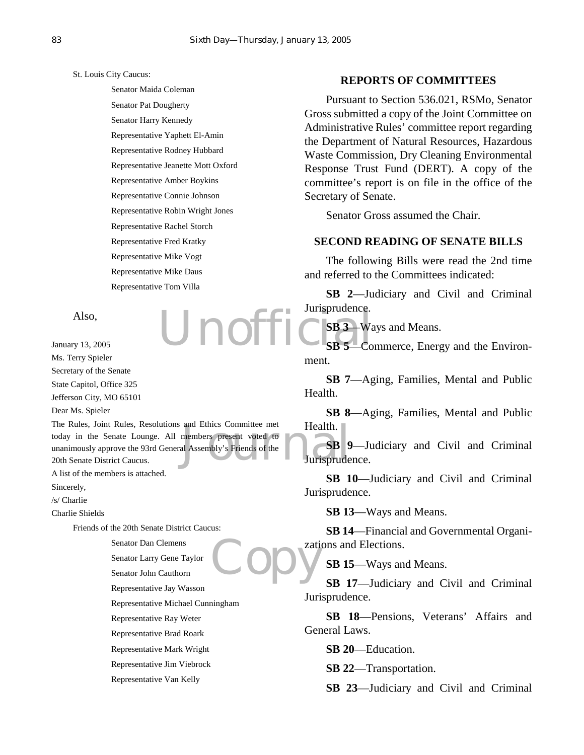St. Louis City Caucus:

Senator Maida Coleman
Senator Pat Dougherty
Senator Harry Kennedy
Representative Yaphett El-Amin
Representative Rodney Hubbard
Representative Jeanette Mott Oxford
Representative Amber Boykins
Representative Connie Johnson
Representative Robin Wright Jones
Representative Rachel Storch
Representative Fred Kratky
Representative Mike Vogt
Representative Mike Daus
Representative Tom Villa

Also,

January 13, 2005
Ms. Terry Spieler
Secretary of the Senate
State Capitol, Office 325
Jefferson City, MO 65101

Dear Ms. Spieler

The Rules, Joint Rules, Resolutions and Ethics Committee met today in the Senate Lounge. All members present voted to unanimously approve the 93rd General Assembly's Friends of the 20th Senate District Caucus.

A list of the members is attached.

Sincerely,
/s/ Charlie
Charlie Shields

Friends of the 20th Senate District Caucus:

Senator Dan Clemens
Senator Larry Gene Taylor
Senator John Cauthorn
Representative Jay Wasson
Representative Michael Cunningham
Representative Ray Weter
Representative Brad Roark
Representative Mark Wright
Representative Jim Viebrock
Representative Van Kelly

## REPORTS OF COMMITTEES

Pursuant to Section 536.021, RSMo, Senator Gross submitted a copy of the Joint Committee on Administrative Rules' committee report regarding the Department of Natural Resources, Hazardous Waste Commission, Dry Cleaning Environmental Response Trust Fund (DERT). A copy of the committee's report is on file in the office of the Secretary of Senate.

Senator Gross assumed the Chair.

## SECOND READING OF SENATE BILLS

The following Bills were read the 2nd time and referred to the Committees indicated:

**SB 2**—Judiciary and Civil and Criminal Jurisprudence.

**SB 3**—Ways and Means.

**SB 5**—Commerce, Energy and the Environment.

**SB 7**—Aging, Families, Mental and Public Health.

**SB 8**—Aging, Families, Mental and Public Health.

**SB 9**—Judiciary and Civil and Criminal Jurisprudence.

**SB 10**—Judiciary and Civil and Criminal Jurisprudence.

**SB 13**—Ways and Means.

**SB 14**—Financial and Governmental Organizations and Elections.

**SB 15**—Ways and Means.

**SB 17**—Judiciary and Civil and Criminal Jurisprudence.

**SB 18**—Pensions, Veterans' Affairs and General Laws.

**SB 20**—Education.

**SB 22**—Transportation.

**SB 23**—Judiciary and Civil and Criminal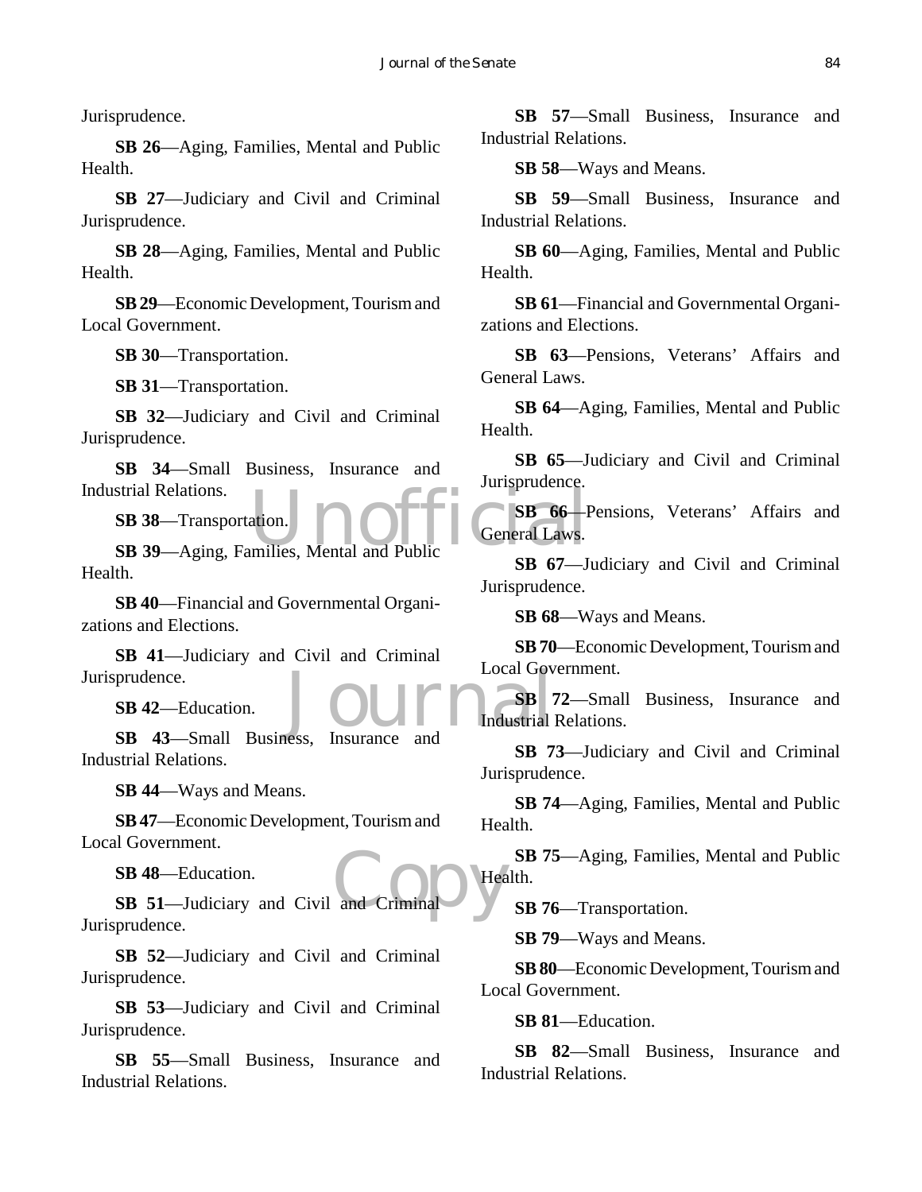Jurisprudence.

**SB 26**—Aging, Families, Mental and Public Health.

**SB 27**—Judiciary and Civil and Criminal Jurisprudence.

**SB 28**—Aging, Families, Mental and Public Health.

**SB 29**—Economic Development, Tourism and Local Government.

**SB 30**—Transportation.

**SB 31**—Transportation.

**SB 32**—Judiciary and Civil and Criminal Jurisprudence.

**SB 34**—Small Business, Insurance and Industrial Relations.

**SB 38**—Transportation.

**SB 39**—Aging, Families, Mental and Public Health.

**SB 40**—Financial and Governmental Organizations and Elections.

**SB 41**—Judiciary and Civil and Criminal Jurisprudence.

**SB 42**—Education.

**SB 43**—Small Business, Insurance and Industrial Relations.

**SB 44**—Ways and Means.

**SB 47**—Economic Development, Tourism and Local Government.

**SB 48**—Education.

**SB 51**—Judiciary and Civil and Criminal Jurisprudence.

**SB 52**—Judiciary and Civil and Criminal Jurisprudence.

**SB 53**—Judiciary and Civil and Criminal Jurisprudence.

**SB 55**—Small Business, Insurance and Industrial Relations.

**SB 57**—Small Business, Insurance and Industrial Relations.

**SB 58**—Ways and Means.

**SB 59**—Small Business, Insurance and Industrial Relations.

**SB 60**—Aging, Families, Mental and Public Health.

**SB 61**—Financial and Governmental Organizations and Elections.

**SB 63**—Pensions, Veterans' Affairs and General Laws.

**SB 64**—Aging, Families, Mental and Public Health.

**SB 65**—Judiciary and Civil and Criminal Jurisprudence.

**SB 66**—Pensions, Veterans' Affairs and General Laws.

**SB 67**—Judiciary and Civil and Criminal Jurisprudence.

**SB 68**—Ways and Means.

**SB 70**—Economic Development, Tourism and Local Government.

**SB 72**—Small Business, Insurance and Industrial Relations.

**SB 73**—Judiciary and Civil and Criminal Jurisprudence.

**SB 74**—Aging, Families, Mental and Public Health.

**SB 75**—Aging, Families, Mental and Public Health.

**SB 76**—Transportation.

**SB 79**—Ways and Means.

**SB 80**—Economic Development, Tourism and Local Government.

**SB 81**—Education.

**SB 82**—Small Business, Insurance and Industrial Relations.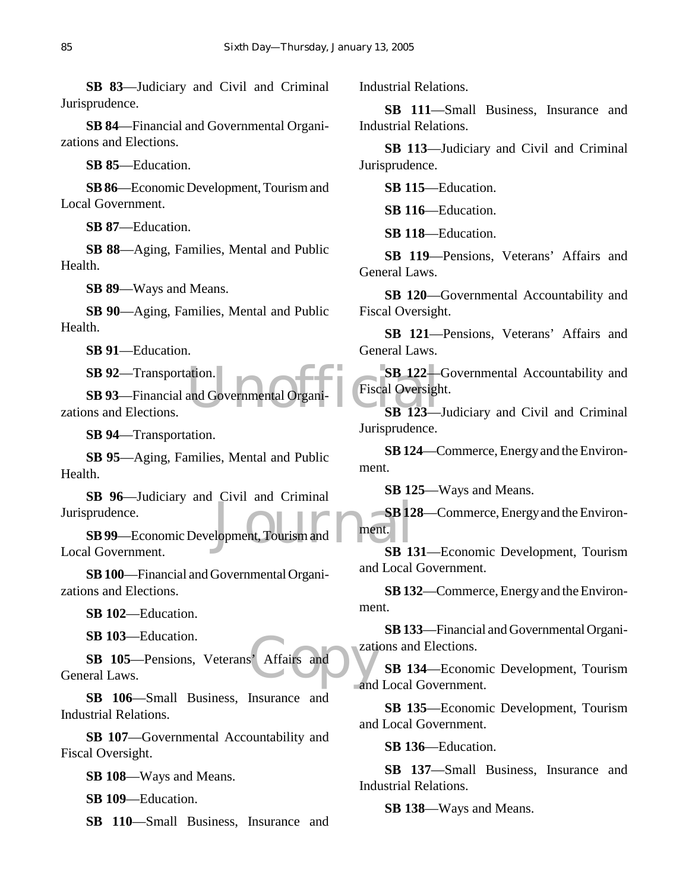**SB 83**—Judiciary and Civil and Criminal Jurisprudence.

**SB 84**—Financial and Governmental Organizations and Elections.

**SB 85**—Education.

**SB 86**—Economic Development, Tourism and Local Government.

**SB 87**—Education.

**SB 88**—Aging, Families, Mental and Public Health.

**SB 89**—Ways and Means.

**SB 90**—Aging, Families, Mental and Public Health.

**SB 91**—Education.

**SB 92**—Transportation.

**SB 93**—Financial and Governmental Organizations and Elections.

**SB 94**—Transportation.

**SB 95**—Aging, Families, Mental and Public Health.

**SB 96**—Judiciary and Civil and Criminal Jurisprudence.

**SB 99**—Economic Development, Tourism and Local Government.

**SB 100**—Financial and Governmental Organizations and Elections.

**SB 102**—Education.

**SB 103**—Education.

**SB 105**—Pensions, Veterans' Affairs and General Laws.

**SB 106**—Small Business, Insurance and Industrial Relations.

**SB 107**—Governmental Accountability and Fiscal Oversight.

**SB 108**—Ways and Means.

**SB 109**—Education.

**SB 110**—Small Business, Insurance and Industrial Relations.

**SB 111**—Small Business, Insurance and Industrial Relations.

**SB 113**—Judiciary and Civil and Criminal Jurisprudence.

**SB 115**—Education.

**SB 116**—Education.

**SB 118**—Education.

**SB 119**—Pensions, Veterans' Affairs and General Laws.

**SB 120**—Governmental Accountability and Fiscal Oversight.

**SB 121**—Pensions, Veterans' Affairs and General Laws.

**SB 122**—Governmental Accountability and Fiscal Oversight.

**SB 123**—Judiciary and Civil and Criminal Jurisprudence.

**SB 124**—Commerce, Energy and the Environment.

**SB 125**—Ways and Means.

**SB 128**—Commerce, Energy and the Environment.

**SB 131**—Economic Development, Tourism and Local Government.

**SB 132**—Commerce, Energy and the Environment.

**SB 133**—Financial and Governmental Organizations and Elections.

**SB 134**—Economic Development, Tourism and Local Government.

**SB 135**—Economic Development, Tourism and Local Government.

**SB 136**—Education.

**SB 137**—Small Business, Insurance and Industrial Relations.

**SB 138**—Ways and Means.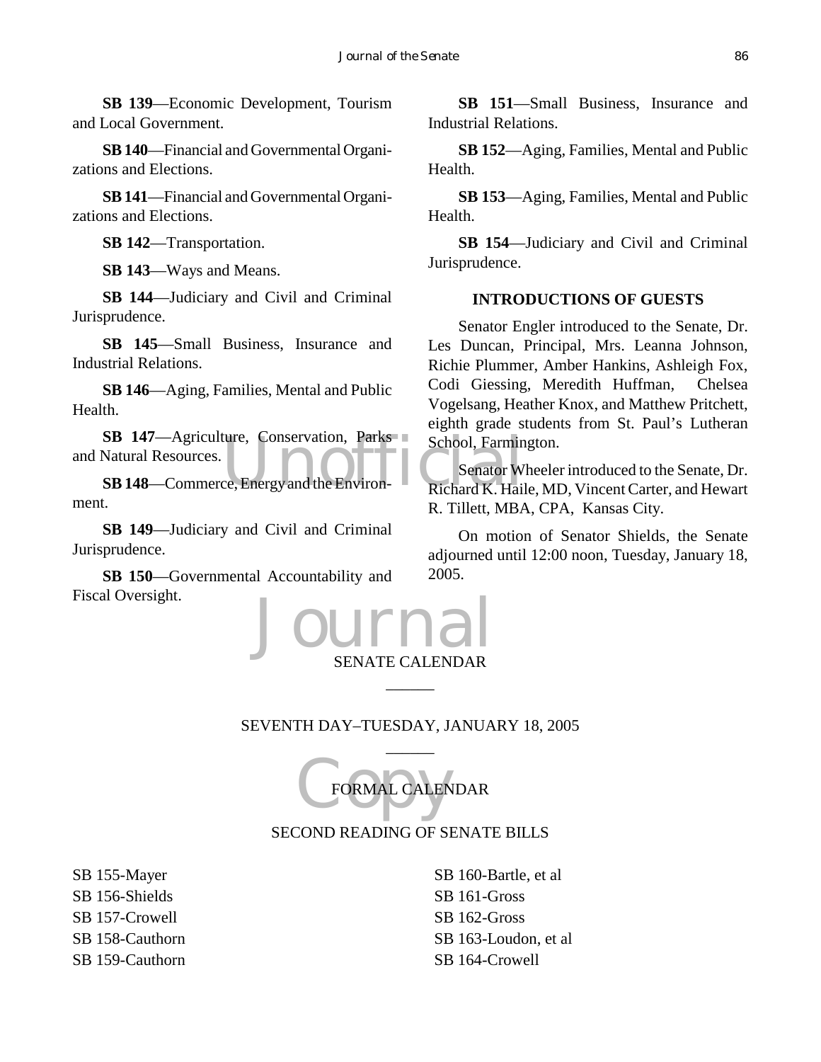**SB 139**—Economic Development, Tourism and Local Government.

**SB 140**—Financial and Governmental Organizations and Elections.

**SB 141**—Financial and Governmental Organizations and Elections.

**SB 142**—Transportation.

**SB 143**—Ways and Means.

**SB 144**—Judiciary and Civil and Criminal Jurisprudence.

**SB 145**—Small Business, Insurance and Industrial Relations.

**SB 146**—Aging, Families, Mental and Public Health.

**SB 147**—Agriculture, Conservation, Parks and Natural Resources.

**SB 148**—Commerce, Energy and the Environment.

**SB 149**—Judiciary and Civil and Criminal Jurisprudence.

**SB 150**—Governmental Accountability and Fiscal Oversight.

**SB 151**—Small Business, Insurance and Industrial Relations.

**SB 152**—Aging, Families, Mental and Public Health.

**SB 153**—Aging, Families, Mental and Public Health.

**SB 154**—Judiciary and Civil and Criminal Jurisprudence.

## INTRODUCTIONS OF GUESTS

Senator Engler introduced to the Senate, Dr. Les Duncan, Principal, Mrs. Leanna Johnson, Richie Plummer, Amber Hankins, Ashleigh Fox, Codi Giessing, Meredith Huffman, Chelsea Vogelsang, Heather Knox, and Matthew Pritchett, eighth grade students from St. Paul's Lutheran School, Farmington.

Senator Wheeler introduced to the Senate, Dr. Richard K. Haile, MD, Vincent Carter, and Hewart R. Tillett, MBA, CPA, Kansas City.

On motion of Senator Shields, the Senate adjourned until 12:00 noon, Tuesday, January 18, 2005.

## SENATE CALENDAR

______

### SEVENTH DAY–TUESDAY, JANUARY 18, 2005

______

### FORMAL CALENDAR

### SECOND READING OF SENATE BILLS

SB 155-Mayer
SB 156-Shields
SB 157-Crowell
SB 158-Cauthorn
SB 159-Cauthorn
SB 160-Bartle, et al
SB 161-Gross
SB 162-Gross
SB 163-Loudon, et al
SB 164-Crowell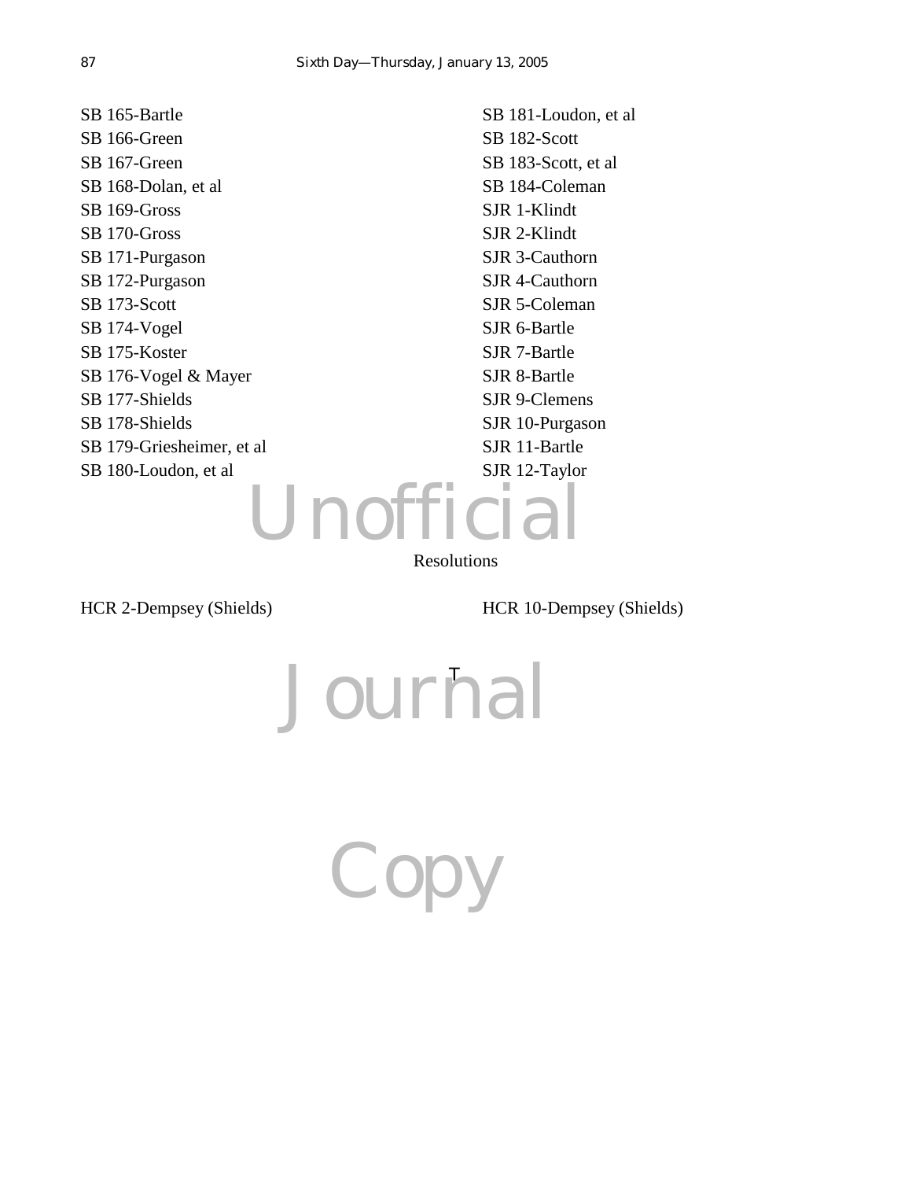SB 165-Bartle
SB 166-Green
SB 167-Green
SB 168-Dolan, et al
SB 169-Gross
SB 170-Gross
SB 171-Purgason
SB 172-Purgason
SB 173-Scott
SB 174-Vogel
SB 175-Koster
SB 176-Vogel & Mayer
SB 177-Shields
SB 178-Shields
SB 179-Griesheimer, et al
SB 180-Loudon, et al
SB 181-Loudon, et al
SB 182-Scott
SB 183-Scott, et al
SB 184-Coleman
SJR 1-Klindt
SJR 2-Klindt
SJR 3-Cauthorn
SJR 4-Cauthorn
SJR 5-Coleman
SJR 6-Bartle
SJR 7-Bartle
SJR 8-Bartle
SJR 9-Clemens
SJR 10-Purgason
SJR 11-Bartle
SJR 12-Taylor

Resolutions

HCR 2-Dempsey (Shields)
HCR 10-Dempsey (Shields)

T